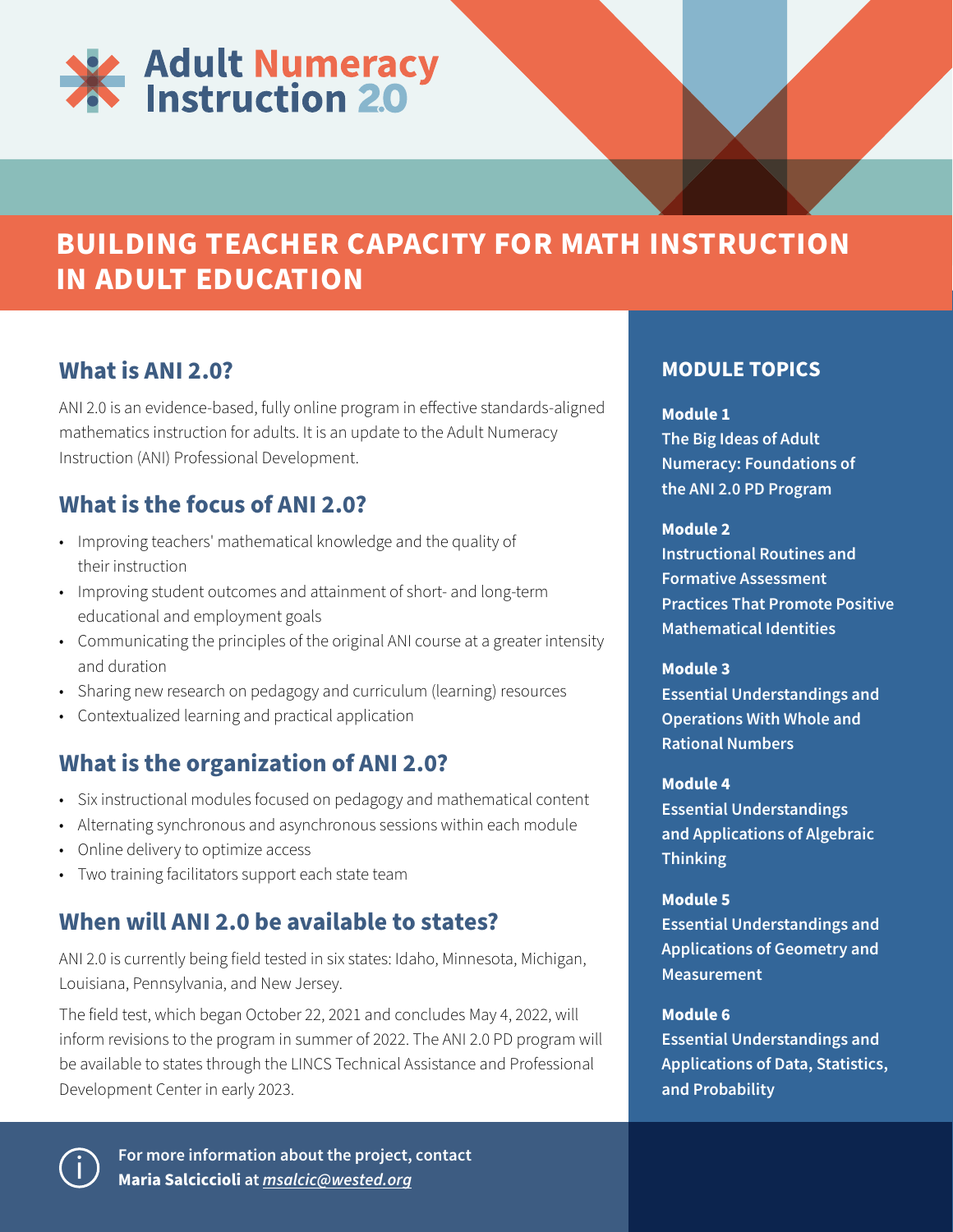# Adult Numeracy Instruction 2.0

## BUILDING TEACHER CAPACITY FOR MATH INSTRUCTION IN ADULT EDUCATION

### What is ANI 2.0?

ANI 2.0 is an evidence-based, fully online program in effective standards-aligned mathematics instruction for adults. It is an update to the Adult Numeracy Instruction (ANI) Professional Development.

### What is the focus of ANI 2.0?

- Improving teachers' mathematical knowledge and the quality of their instruction
- Improving student outcomes and attainment of short- and long-term educational and employment goals
- Communicating the principles of the original ANI course at a greater intensity and duration
- Sharing new research on pedagogy and curriculum (learning) resources
- Contextualized learning and practical application

### What is the organization of ANI 2.0?

- Six instructional modules focused on pedagogy and mathematical content
- Alternating synchronous and asynchronous sessions within each module
- Online delivery to optimize access
- Two training facilitators support each state team

### When will ANI 2.0 be available to states?

ANI 2.0 is currently being field tested in six states: Idaho, Minnesota, Michigan, Louisiana, Pennsylvania, and New Jersey.

The field test, which began October 22, 2021 and concludes May 4, 2022, will inform revisions to the program in summer of 2022. The ANI 2.0 PD program will be available to states through the LINCS Technical Assistance and Professional Development Center in early 2023.

### MODULE TOPICS

**Module 1**
**The Big Ideas of Adult Numeracy: Foundations of the ANI 2.0 PD Program**

**Module 2**
**Instructional Routines and Formative Assessment Practices That Promote Positive Mathematical Identities**

**Module 3**
**Essential Understandings and Operations With Whole and Rational Numbers**

**Module 4**
**Essential Understandings and Applications of Algebraic Thinking**

**Module 5**
**Essential Understandings and Applications of Geometry and Measurement**

**Module 6**
**Essential Understandings and Applications of Data, Statistics, and Probability**

**For more information about the project, contact Maria Salciccioli at** ***msalcic@wested.org***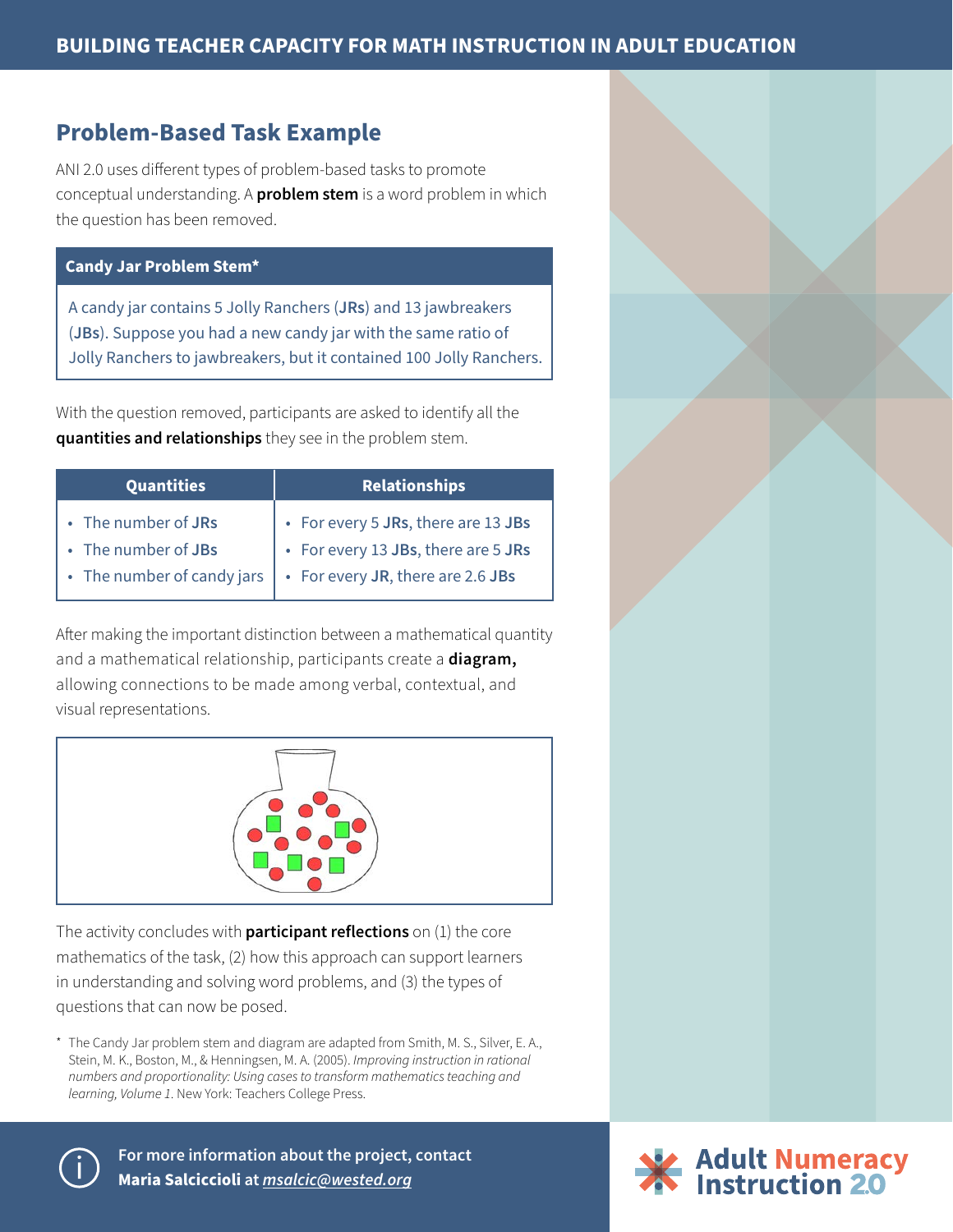## Problem-Based Task Example

ANI 2.0 uses different types of problem-based tasks to promote conceptual understanding. A **problem stem** is a word problem in which the question has been removed.

**Candy Jar Problem Stem***

A candy jar contains 5 Jolly Ranchers (**JRs**) and 13 jawbreakers (**JBs**). Suppose you had a new candy jar with the same ratio of Jolly Ranchers to jawbreakers, but it contained 100 Jolly Ranchers.

With the question removed, participants are asked to identify all the **quantities and relationships** they see in the problem stem.

| Quantities | Relationships |
|---|---|
| • The number of **JRs**<br>• The number of **JBs**<br>• The number of candy jars | • For every 5 **JRs**, there are 13 **JBs**<br>• For every 13 **JBs**, there are 5 **JRs**<br>• For every **JR**, there are 2.6 **JBs** |

After making the important distinction between a mathematical quantity and a mathematical relationship, participants create a **diagram,** allowing connections to be made among verbal, contextual, and visual representations.

The activity concludes with **participant reflections** on (1) the core mathematics of the task, (2) how this approach can support learners in understanding and solving word problems, and (3) the types of questions that can now be posed.

\* The Candy Jar problem stem and diagram are adapted from Smith, M. S., Silver, E. A., Stein, M. K., Boston, M., & Henningsen, M. A. (2005). *Improving instruction in rational numbers and proportionality: Using cases to transform mathematics teaching and learning, Volume 1*. New York: Teachers College Press.

**For more information about the project, contact Maria Salciccioli at *msalcic@wested.org***

Adult Numeracy Instruction 2.0